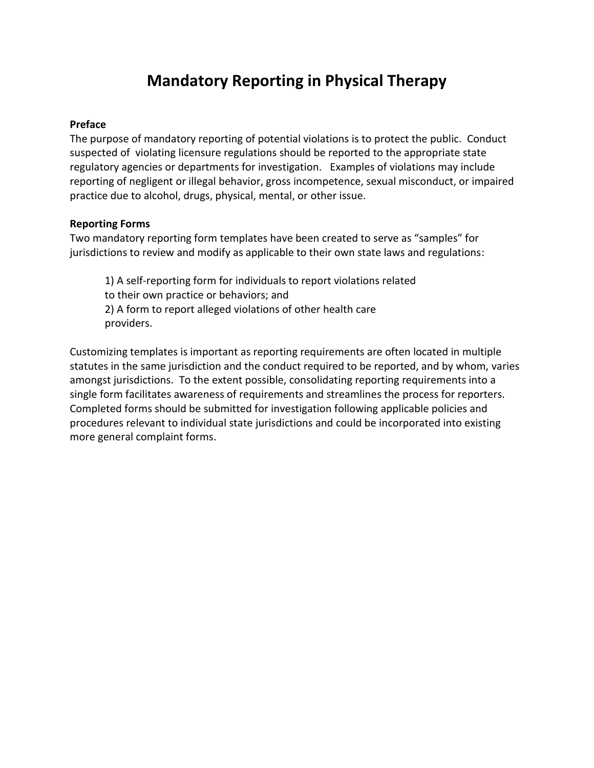# Mandatory Reporting in Physical Therapy

**Preface**

The purpose of mandatory reporting of potential violations is to protect the public. Conduct suspected of violating licensure regulations should be reported to the appropriate state regulatory agencies or departments for investigation. Examples of violations may include reporting of negligent or illegal behavior, gross incompetence, sexual misconduct, or impaired practice due to alcohol, drugs, physical, mental, or other issue.

**Reporting Forms**

Two mandatory reporting form templates have been created to serve as "samples" for jurisdictions to review and modify as applicable to their own state laws and regulations:

> 1) A self-reporting form for individuals to report violations related to their own practice or behaviors; and
> 2) A form to report alleged violations of other health care providers.

Customizing templates is important as reporting requirements are often located in multiple statutes in the same jurisdiction and the conduct required to be reported, and by whom, varies amongst jurisdictions. To the extent possible, consolidating reporting requirements into a single form facilitates awareness of requirements and streamlines the process for reporters. Completed forms should be submitted for investigation following applicable policies and procedures relevant to individual state jurisdictions and could be incorporated into existing more general complaint forms.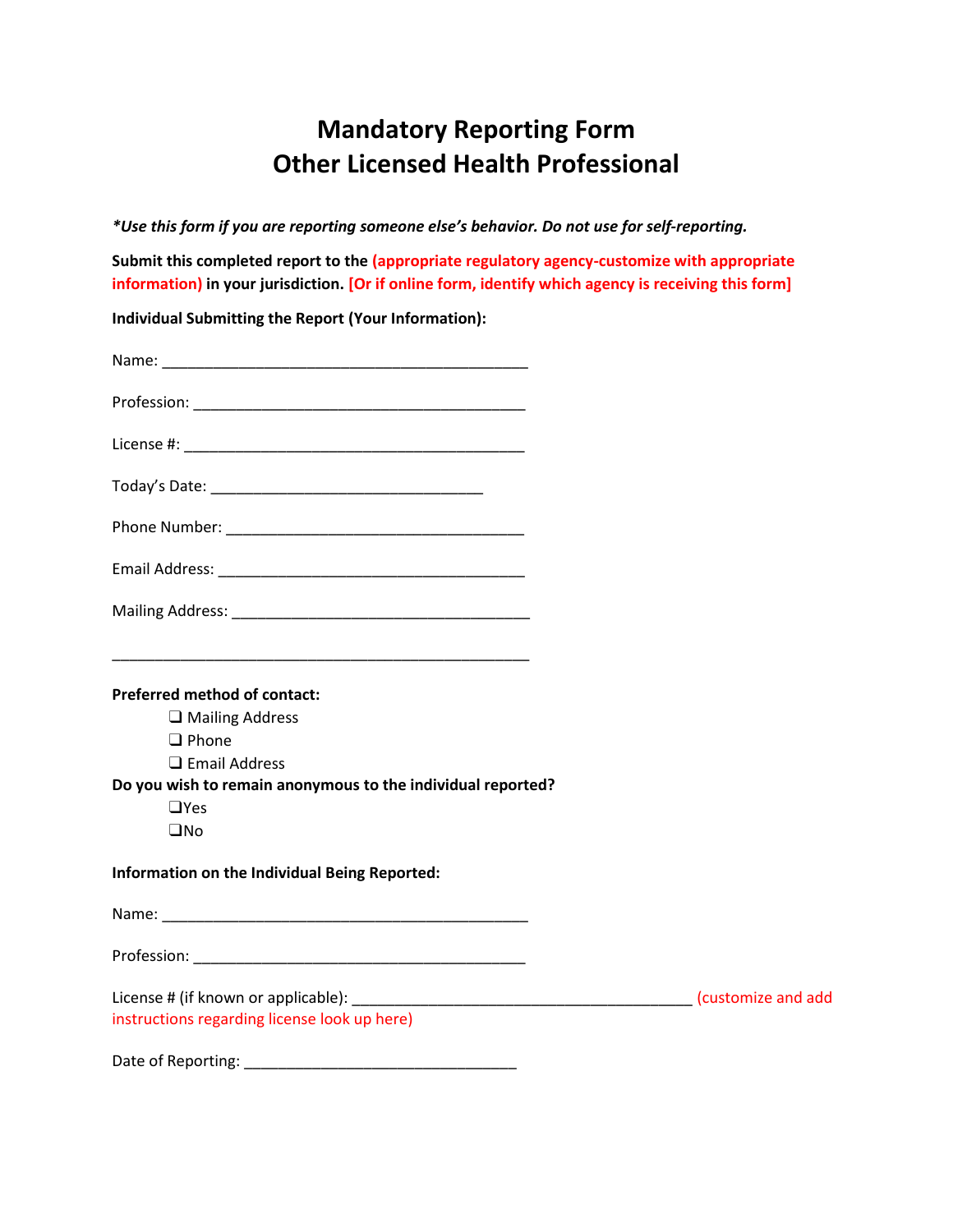# Mandatory Reporting Form
# Other Licensed Health Professional

***Use this form if you are reporting someone else's behavior. Do not use for self-reporting.***

**Submit this completed report to the (appropriate regulatory agency-customize with appropriate information) in your jurisdiction. [Or if online form, identify which agency is receiving this form]**

**Individual Submitting the Report (Your Information):**

Name: _____________________________________________

Profession: _________________________________________

License #: __________________________________________

Today's Date: _________________________________

Phone Number: ___________________________________

Email Address: ___________________________________

Mailing Address: __________________________________

__________________________________________________

**Preferred method of contact:**

- ❑ Mailing Address
- ❑ Phone
- ❑ Email Address

**Do you wish to remain anonymous to the individual reported?**

- ❑Yes
- ❑No

**Information on the Individual Being Reported:**

Name: _____________________________________________

Profession: _________________________________________

License # (if known or applicable): ________________________________________ (customize and add instructions regarding license look up here)

Date of Reporting: _________________________________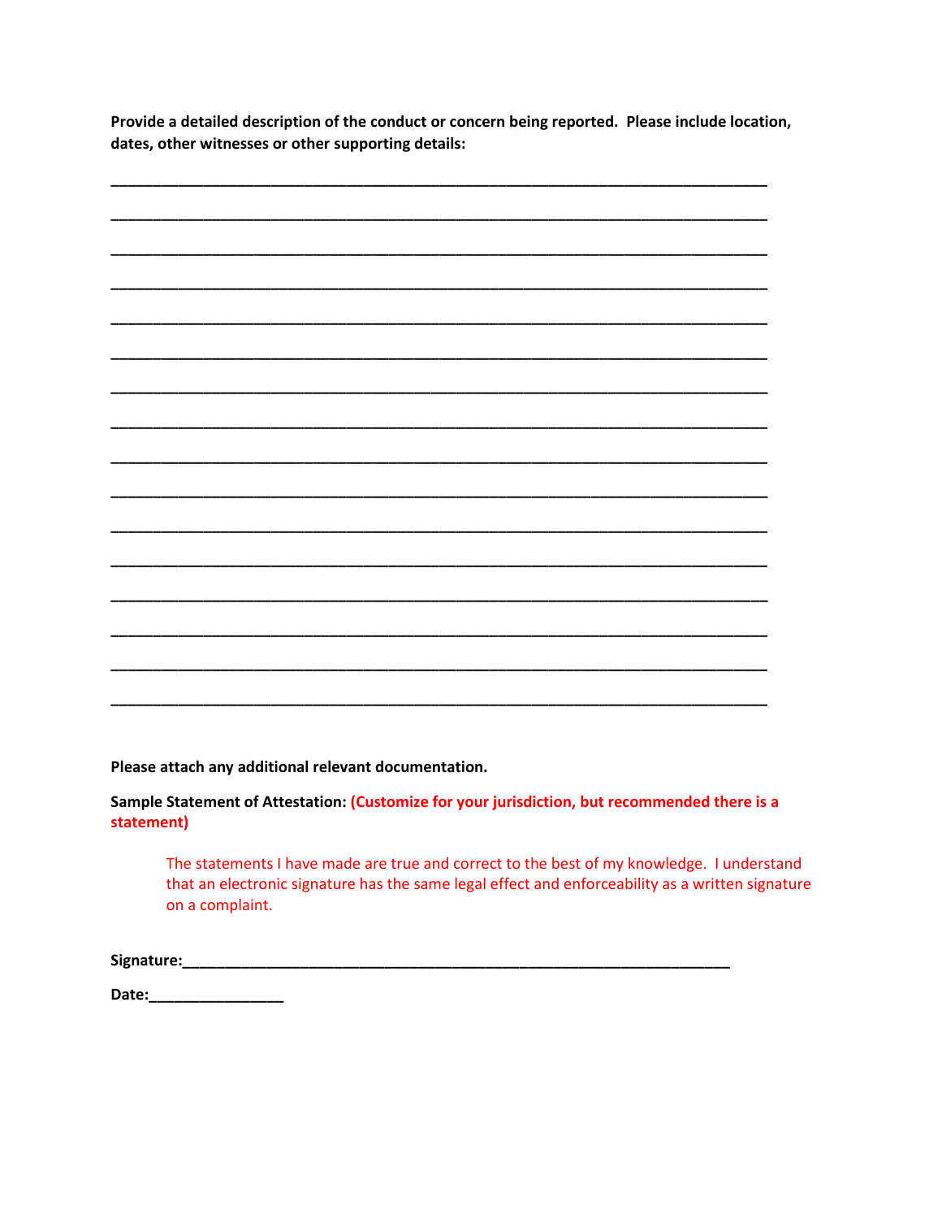**Provide a detailed description of the conduct or concern being reported. Please include location, dates, other witnesses or other supporting details:**

________________________________________________________________________________

________________________________________________________________________________

________________________________________________________________________________

________________________________________________________________________________

________________________________________________________________________________

________________________________________________________________________________

________________________________________________________________________________

________________________________________________________________________________

________________________________________________________________________________

________________________________________________________________________________

________________________________________________________________________________

________________________________________________________________________________

________________________________________________________________________________

________________________________________________________________________________

________________________________________________________________________________

________________________________________________________________________________

**Please attach any additional relevant documentation.**

**Sample Statement of Attestation: (Customize for your jurisdiction, but recommended there is a statement)**

> The statements I have made are true and correct to the best of my knowledge. I understand that an electronic signature has the same legal effect and enforceability as a written signature on a complaint.

**Signature:**____________________________________________________________________

**Date:**________________